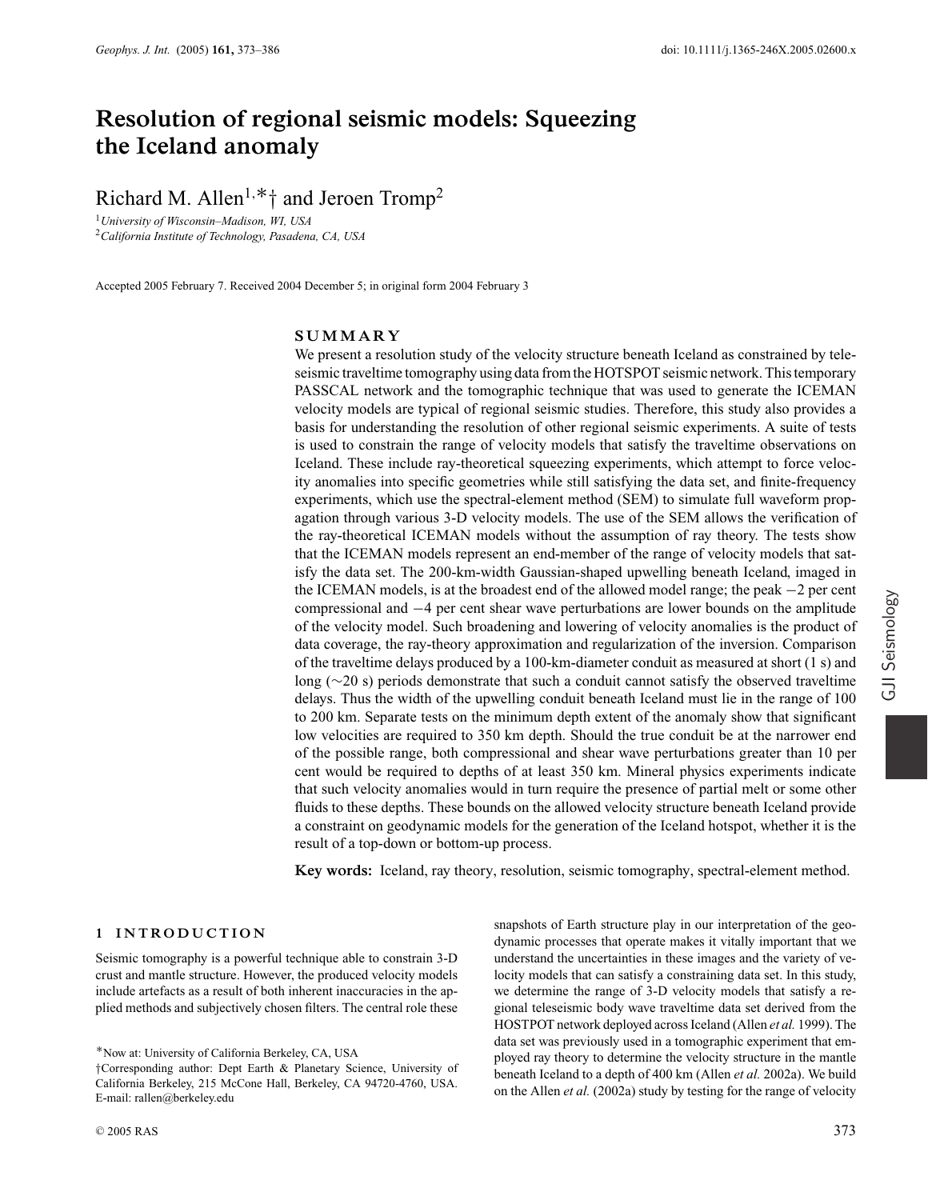// Resolution of regional seismic models: Squeezing the Iceland anomaly

# Resolution of regional seismic models: Squeezing the Iceland anomaly

Richard M. Allen[1,*†] and Jeroen Tromp[2]

[1]*University of Wisconsin–Madison, WI, USA*
[2]*California Institute of Technology, Pasadena, CA, USA*

Accepted 2005 February 7. Received 2004 December 5; in original form 2004 February 3

## SUMMARY

We present a resolution study of the velocity structure beneath Iceland as constrained by teleseismic traveltime tomography using data from the HOTSPOT seismic network. This temporary PASSCAL network and the tomographic technique that was used to generate the ICEMAN velocity models are typical of regional seismic studies. Therefore, this study also provides a basis for understanding the resolution of other regional seismic experiments. A suite of tests is used to constrain the range of velocity models that satisfy the traveltime observations on Iceland. These include ray-theoretical squeezing experiments, which attempt to force velocity anomalies into specific geometries while still satisfying the data set, and finite-frequency experiments, which use the spectral-element method (SEM) to simulate full waveform propagation through various 3-D velocity models. The use of the SEM allows the verification of the ray-theoretical ICEMAN models without the assumption of ray theory. The tests show that the ICEMAN models represent an end-member of the range of velocity models that satisfy the data set. The 200-km-width Gaussian-shaped upwelling beneath Iceland, imaged in the ICEMAN models, is at the broadest end of the allowed model range; the peak −2 per cent compressional and −4 per cent shear wave perturbations are lower bounds on the amplitude of the velocity model. Such broadening and lowering of velocity anomalies is the product of data coverage, the ray-theory approximation and regularization of the inversion. Comparison of the traveltime delays produced by a 100-km-diameter conduit as measured at short (1 s) and long (~20 s) periods demonstrate that such a conduit cannot satisfy the observed traveltime delays. Thus the width of the upwelling conduit beneath Iceland must lie in the range of 100 to 200 km. Separate tests on the minimum depth extent of the anomaly show that significant low velocities are required to 350 km depth. Should the true conduit be at the narrower end of the possible range, both compressional and shear wave perturbations greater than 10 per cent would be required to depths of at least 350 km. Mineral physics experiments indicate that such velocity anomalies would in turn require the presence of partial melt or some other fluids to these depths. These bounds on the allowed velocity structure beneath Iceland provide a constraint on geodynamic models for the generation of the Iceland hotspot, whether it is the result of a top-down or bottom-up process.

**Key words:** Iceland, ray theory, resolution, seismic tomography, spectral-element method.

## 1 INTRODUCTION

Seismic tomography is a powerful technique able to constrain 3-D crust and mantle structure. However, the produced velocity models include artefacts as a result of both inherent inaccuracies in the applied methods and subjectively chosen filters. The central role these snapshots of Earth structure play in our interpretation of the geodynamic processes that operate makes it vitally important that we understand the uncertainties in these images and the variety of velocity models that can satisfy a constraining data set. In this study, we determine the range of 3-D velocity models that satisfy a regional teleseismic body wave traveltime data set derived from the HOSTPOT network deployed across Iceland (Allen *et al.* 1999). The data set was previously used in a tomographic experiment that employed ray theory to determine the velocity structure in the mantle beneath Iceland to a depth of 400 km (Allen *et al.* 2002a). We build on the Allen *et al.* (2002a) study by testing for the range of velocity

*Now at: University of California Berkeley, CA, USA

†Corresponding author: Dept Earth & Planetary Science, University of California Berkeley, 215 McCone Hall, Berkeley, CA 94720-4760, USA. E-mail: rallen@berkeley.edu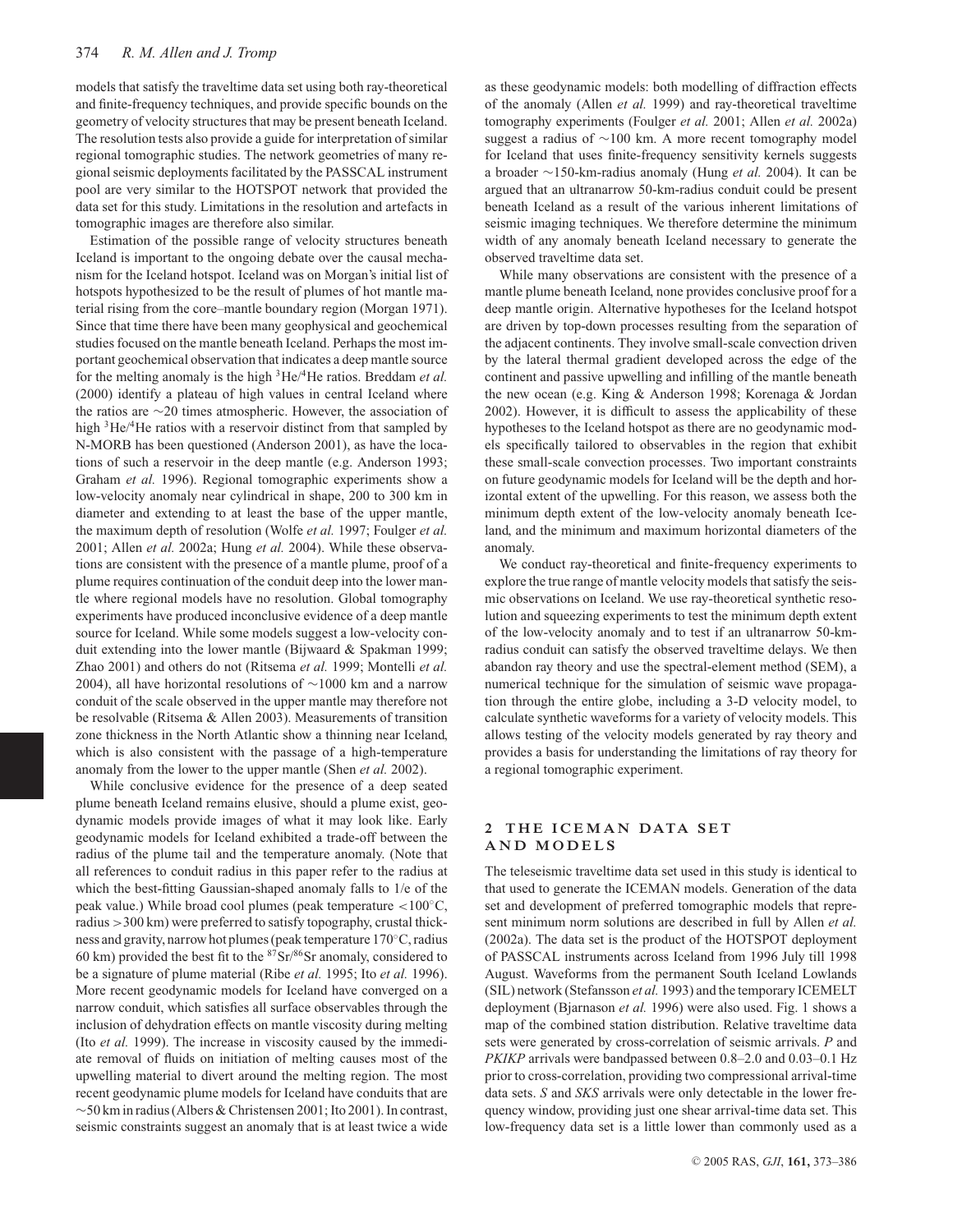models that satisfy the traveltime data set using both ray-theoretical and finite-frequency techniques, and provide specific bounds on the geometry of velocity structures that may be present beneath Iceland. The resolution tests also provide a guide for interpretation of similar regional tomographic studies. The network geometries of many regional seismic deployments facilitated by the PASSCAL instrument pool are very similar to the HOTSPOT network that provided the data set for this study. Limitations in the resolution and artefacts in tomographic images are therefore also similar.

Estimation of the possible range of velocity structures beneath Iceland is important to the ongoing debate over the causal mechanism for the Iceland hotspot. Iceland was on Morgan's initial list of hotspots hypothesized to be the result of plumes of hot mantle material rising from the core–mantle boundary region (Morgan 1971). Since that time there have been many geophysical and geochemical studies focused on the mantle beneath Iceland. Perhaps the most important geochemical observation that indicates a deep mantle source for the melting anomaly is the high $^3$He/$^4$He ratios. Breddam *et al.* (2000) identify a plateau of high values in central Iceland where the ratios are $\sim$20 times atmospheric. However, the association of high $^3$He/$^4$He ratios with a reservoir distinct from that sampled by N-MORB has been questioned (Anderson 2001), as have the locations of such a reservoir in the deep mantle (e.g. Anderson 1993; Graham *et al.* 1996). Regional tomographic experiments show a low-velocity anomaly near cylindrical in shape, 200 to 300 km in diameter and extending to at least the base of the upper mantle, the maximum depth of resolution (Wolfe *et al.* 1997; Foulger *et al.* 2001; Allen *et al.* 2002a; Hung *et al.* 2004). While these observations are consistent with the presence of a mantle plume, proof of a plume requires continuation of the conduit deep into the lower mantle where regional models have no resolution. Global tomography experiments have produced inconclusive evidence of a deep mantle source for Iceland. While some models suggest a low-velocity conduit extending into the lower mantle (Bijwaard & Spakman 1999; Zhao 2001) and others do not (Ritsema *et al.* 1999; Montelli *et al.* 2004), all have horizontal resolutions of $\sim$1000 km and a narrow conduit of the scale observed in the upper mantle may therefore not be resolvable (Ritsema & Allen 2003). Measurements of transition zone thickness in the North Atlantic show a thinning near Iceland, which is also consistent with the passage of a high-temperature anomaly from the lower to the upper mantle (Shen *et al.* 2002).

While conclusive evidence for the presence of a deep seated plume beneath Iceland remains elusive, should a plume exist, geodynamic models provide images of what it may look like. Early geodynamic models for Iceland exhibited a trade-off between the radius of the plume tail and the temperature anomaly. (Note that all references to conduit radius in this paper refer to the radius at which the best-fitting Gaussian-shaped anomaly falls to 1/e of the peak value.) While broad cool plumes (peak temperature $<100^\circ$C, radius $>300$ km) were preferred to satisfy topography, crustal thickness and gravity, narrow hot plumes (peak temperature $170^\circ$C, radius 60 km) provided the best fit to the $^{87}$Sr/$^{86}$Sr anomaly, considered to be a signature of plume material (Ribe *et al.* 1995; Ito *et al.* 1996). More recent geodynamic models for Iceland have converged on a narrow conduit, which satisfies all surface observables through the inclusion of dehydration effects on mantle viscosity during melting (Ito *et al.* 1999). The increase in viscosity caused by the immediate removal of fluids on initiation of melting causes most of the upwelling material to divert around the melting region. The most recent geodynamic plume models for Iceland have conduits that are $\sim$50 km in radius (Albers & Christensen 2001; Ito 2001). In contrast, seismic constraints suggest an anomaly that is at least twice a wide as these geodynamic models: both modelling of diffraction effects of the anomaly (Allen *et al.* 1999) and ray-theoretical traveltime tomography experiments (Foulger *et al.* 2001; Allen *et al.* 2002a) suggest a radius of $\sim$100 km. A more recent tomography model for Iceland that uses finite-frequency sensitivity kernels suggests a broader $\sim$150-km-radius anomaly (Hung *et al.* 2004). It can be argued that an ultranarrow 50-km-radius conduit could be present beneath Iceland as a result of the various inherent limitations of seismic imaging techniques. We therefore determine the minimum width of any anomaly beneath Iceland necessary to generate the observed traveltime data set.

While many observations are consistent with the presence of a mantle plume beneath Iceland, none provides conclusive proof for a deep mantle origin. Alternative hypotheses for the Iceland hotspot are driven by top-down processes resulting from the separation of the adjacent continents. They involve small-scale convection driven by the lateral thermal gradient developed across the edge of the continent and passive upwelling and infilling of the mantle beneath the new ocean (e.g. King & Anderson 1998; Korenaga & Jordan 2002). However, it is difficult to assess the applicability of these hypotheses to the Iceland hotspot as there are no geodynamic models specifically tailored to observables in the region that exhibit these small-scale convection processes. Two important constraints on future geodynamic models for Iceland will be the depth and horizontal extent of the upwelling. For this reason, we assess both the minimum depth extent of the low-velocity anomaly beneath Iceland, and the minimum and maximum horizontal diameters of the anomaly.

We conduct ray-theoretical and finite-frequency experiments to explore the true range of mantle velocity models that satisfy the seismic observations on Iceland. We use ray-theoretical synthetic resolution and squeezing experiments to test the minimum depth extent of the low-velocity anomaly and to test if an ultranarrow 50-km-radius conduit can satisfy the observed traveltime delays. We then abandon ray theory and use the spectral-element method (SEM), a numerical technique for the simulation of seismic wave propagation through the entire globe, including a 3-D velocity model, to calculate synthetic waveforms for a variety of velocity models. This allows testing of the velocity models generated by ray theory and provides a basis for understanding the limitations of ray theory for a regional tomographic experiment.

## 2 THE ICEMAN DATA SET AND MODELS

The teleseismic traveltime data set used in this study is identical to that used to generate the ICEMAN models. Generation of the data set and development of preferred tomographic models that represent minimum norm solutions are described in full by Allen *et al.* (2002a). The data set is the product of the HOTSPOT deployment of PASSCAL instruments across Iceland from 1996 July till 1998 August. Waveforms from the permanent South Iceland Lowlands (SIL) network (Stefansson *et al.* 1993) and the temporary ICEMELT deployment (Bjarnason *et al.* 1996) were also used. Fig. 1 shows a map of the combined station distribution. Relative traveltime data sets were generated by cross-correlation of seismic arrivals. *P* and *PKIKP* arrivals were bandpassed between 0.8–2.0 and 0.03–0.1 Hz prior to cross-correlation, providing two compressional arrival-time data sets. *S* and *SKS* arrivals were only detectable in the lower frequency window, providing just one shear arrival-time data set. This low-frequency data set is a little lower than commonly used as a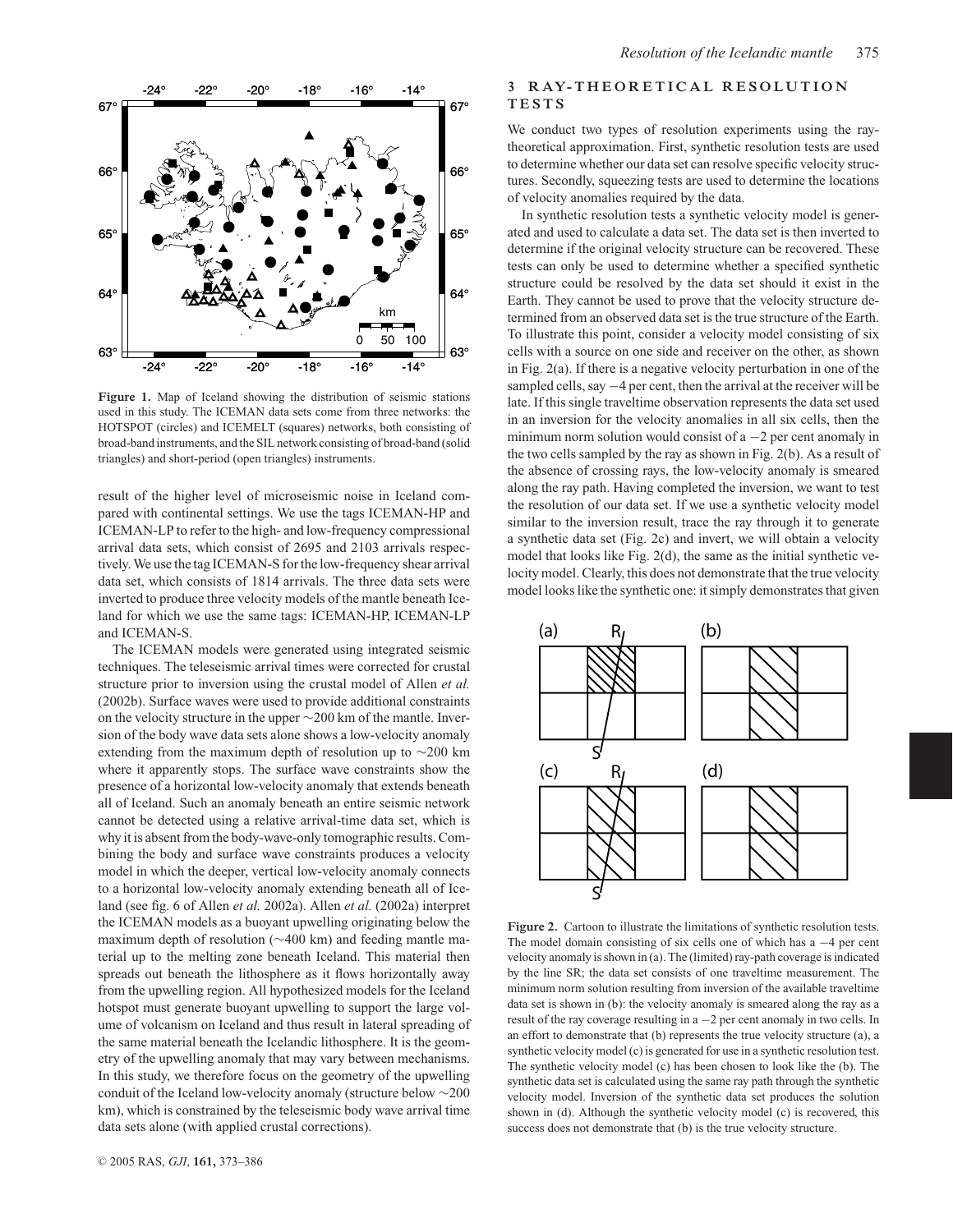**Figure 1.** Map of Iceland showing the distribution of seismic stations used in this study. The ICEMAN data sets come from three networks: the HOTSPOT (circles) and ICEMELT (squares) networks, both consisting of broad-band instruments, and the SIL network consisting of broad-band (solid triangles) and short-period (open triangles) instruments.

result of the higher level of microseismic noise in Iceland compared with continental settings. We use the tags ICEMAN-HP and ICEMAN-LP to refer to the high- and low-frequency compressional arrival data sets, which consist of 2695 and 2103 arrivals respectively. We use the tag ICEMAN-S for the low-frequency shear arrival data set, which consists of 1814 arrivals. The three data sets were inverted to produce three velocity models of the mantle beneath Iceland for which we use the same tags: ICEMAN-HP, ICEMAN-LP and ICEMAN-S.

The ICEMAN models were generated using integrated seismic techniques. The teleseismic arrival times were corrected for crustal structure prior to inversion using the crustal model of Allen *et al.* (2002b). Surface waves were used to provide additional constraints on the velocity structure in the upper ∼200 km of the mantle. Inversion of the body wave data sets alone shows a low-velocity anomaly extending from the maximum depth of resolution up to ∼200 km where it apparently stops. The surface wave constraints show the presence of a horizontal low-velocity anomaly that extends beneath all of Iceland. Such an anomaly beneath an entire seismic network cannot be detected using a relative arrival-time data set, which is why it is absent from the body-wave-only tomographic results. Combining the body and surface wave constraints produces a velocity model in which the deeper, vertical low-velocity anomaly connects to a horizontal low-velocity anomaly extending beneath all of Iceland (see fig. 6 of Allen *et al.* 2002a). Allen *et al.* (2002a) interpret the ICEMAN models as a buoyant upwelling originating below the maximum depth of resolution (∼400 km) and feeding mantle material up to the melting zone beneath Iceland. This material then spreads out beneath the lithosphere as it flows horizontally away from the upwelling region. All hypothesized models for the Iceland hotspot must generate buoyant upwelling to support the large volume of volcanism on Iceland and thus result in lateral spreading of the same material beneath the Icelandic lithosphere. It is the geometry of the upwelling anomaly that may vary between mechanisms. In this study, we therefore focus on the geometry of the upwelling conduit of the Iceland low-velocity anomaly (structure below ∼200 km), which is constrained by the teleseismic body wave arrival time data sets alone (with applied crustal corrections).

## 3 RAY-THEORETICAL RESOLUTION TESTS

We conduct two types of resolution experiments using the ray-theoretical approximation. First, synthetic resolution tests are used to determine whether our data set can resolve specific velocity structures. Secondly, squeezing tests are used to determine the locations of velocity anomalies required by the data.

In synthetic resolution tests a synthetic velocity model is generated and used to calculate a data set. The data set is then inverted to determine if the original velocity structure can be recovered. These tests can only be used to determine whether a specified synthetic structure could be resolved by the data set should it exist in the Earth. They cannot be used to prove that the velocity structure determined from an observed data set is the true structure of the Earth. To illustrate this point, consider a velocity model consisting of six cells with a source on one side and receiver on the other, as shown in Fig. 2(a). If there is a negative velocity perturbation in one of the sampled cells, say −4 per cent, then the arrival at the receiver will be late. If this single traveltime observation represents the data set used in an inversion for the velocity anomalies in all six cells, then the minimum norm solution would consist of a −2 per cent anomaly in the two cells sampled by the ray as shown in Fig. 2(b). As a result of the absence of crossing rays, the low-velocity anomaly is smeared along the ray path. Having completed the inversion, we want to test the resolution of our data set. If we use a synthetic velocity model similar to the inversion result, trace the ray through it to generate a synthetic data set (Fig. 2c) and invert, we will obtain a velocity model that looks like Fig. 2(d), the same as the initial synthetic velocity model. Clearly, this does not demonstrate that the true velocity model looks like the synthetic one: it simply demonstrates that given

**Figure 2.** Cartoon to illustrate the limitations of synthetic resolution tests. The model domain consisting of six cells one of which has a −4 per cent velocity anomaly is shown in (a). The (limited) ray-path coverage is indicated by the line SR; the data set consists of one traveltime measurement. The minimum norm solution resulting from inversion of the available traveltime data set is shown in (b): the velocity anomaly is smeared along the ray as a result of the ray coverage resulting in a −2 per cent anomaly in two cells. In an effort to demonstrate that (b) represents the true velocity structure (a), a synthetic velocity model (c) is generated for use in a synthetic resolution test. The synthetic velocity model (c) has been chosen to look like the (b). The synthetic data set is calculated using the same ray path through the synthetic velocity model. Inversion of the synthetic data set produces the solution shown in (d). Although the synthetic velocity model (c) is recovered, this success does not demonstrate that (b) is the true velocity structure.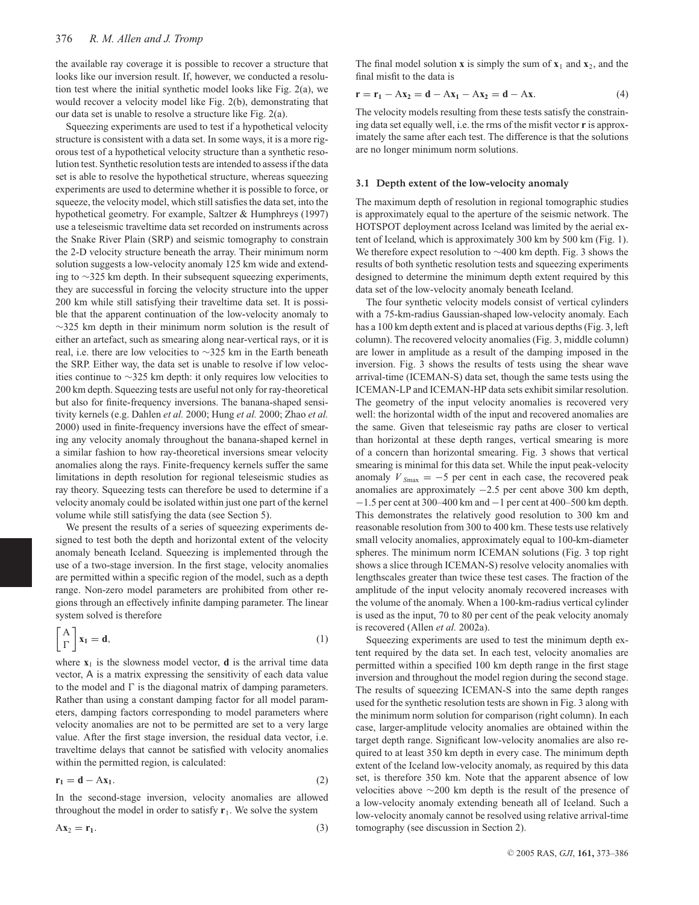the available ray coverage it is possible to recover a structure that looks like our inversion result. If, however, we conducted a resolution test where the initial synthetic model looks like Fig. 2(a), we would recover a velocity model like Fig. 2(b), demonstrating that our data set is unable to resolve a structure like Fig. 2(a).

Squeezing experiments are used to test if a hypothetical velocity structure is consistent with a data set. In some ways, it is a more rigorous test of a hypothetical velocity structure than a synthetic resolution test. Synthetic resolution tests are intended to assess if the data set is able to resolve the hypothetical structure, whereas squeezing experiments are used to determine whether it is possible to force, or squeeze, the velocity model, which still satisfies the data set, into the hypothetical geometry. For example, Saltzer & Humphreys (1997) use a teleseismic traveltime data set recorded on instruments across the Snake River Plain (SRP) and seismic tomography to constrain the 2-D velocity structure beneath the array. Their minimum norm solution suggests a low-velocity anomaly 125 km wide and extending to ~325 km depth. In their subsequent squeezing experiments, they are successful in forcing the velocity structure into the upper 200 km while still satisfying their traveltime data set. It is possible that the apparent continuation of the low-velocity anomaly to ~325 km depth in their minimum norm solution is the result of either an artefact, such as smearing along near-vertical rays, or it is real, i.e. there are low velocities to ~325 km in the Earth beneath the SRP. Either way, the data set is unable to resolve if low velocities continue to ~325 km depth: it only requires low velocities to 200 km depth. Squeezing tests are useful not only for ray-theoretical but also for finite-frequency inversions. The banana-shaped sensitivity kernels (e.g. Dahlen *et al.* 2000; Hung *et al.* 2000; Zhao *et al.* 2000) used in finite-frequency inversions have the effect of smearing any velocity anomaly throughout the banana-shaped kernel in a similar fashion to how ray-theoretical inversions smear velocity anomalies along the rays. Finite-frequency kernels suffer the same limitations in depth resolution for regional teleseismic studies as ray theory. Squeezing tests can therefore be used to determine if a velocity anomaly could be isolated within just one part of the kernel volume while still satisfying the data (see Section 5).

We present the results of a series of squeezing experiments designed to test both the depth and horizontal extent of the velocity anomaly beneath Iceland. Squeezing is implemented through the use of a two-stage inversion. In the first stage, velocity anomalies are permitted within a specific region of the model, such as a depth range. Non-zero model parameters are prohibited from other regions through an effectively infinite damping parameter. The linear system solved is therefore

$$\begin{bmatrix} \mathrm{A} \\ \Gamma \end{bmatrix} \mathbf{x_1} = \mathbf{d}, \tag{1}$$

where $\mathbf{x}_1$ is the slowness model vector, $\mathbf{d}$ is the arrival time data vector, A is a matrix expressing the sensitivity of each data value to the model and $\Gamma$ is the diagonal matrix of damping parameters. Rather than using a constant damping factor for all model parameters, damping factors corresponding to model parameters where velocity anomalies are not to be permitted are set to a very large value. After the first stage inversion, the residual data vector, i.e. traveltime delays that cannot be satisfied with velocity anomalies within the permitted region, is calculated:

$$\mathbf{r_1} = \mathbf{d} - \mathrm{A}\mathbf{x_1}. \tag{2}$$

In the second-stage inversion, velocity anomalies are allowed throughout the model in order to satisfy $\mathbf{r}_1$. We solve the system

$$\mathrm{A}\mathbf{x_2} = \mathbf{r_1}. \tag{3}$$

The final model solution $\mathbf{x}$ is simply the sum of $\mathbf{x}_1$ and $\mathbf{x}_2$, and the final misfit to the data is

$$\mathbf{r} = \mathbf{r_1} - \mathrm{A}\mathbf{x_2} = \mathbf{d} - \mathrm{A}\mathbf{x_1} - \mathrm{A}\mathbf{x_2} = \mathbf{d} - \mathrm{A}\mathbf{x}. \tag{4}$$

The velocity models resulting from these tests satisfy the constraining data set equally well, i.e. the rms of the misfit vector $\mathbf{r}$ is approximately the same after each test. The difference is that the solutions are no longer minimum norm solutions.

### 3.1 Depth extent of the low-velocity anomaly

The maximum depth of resolution in regional tomographic studies is approximately equal to the aperture of the seismic network. The HOTSPOT deployment across Iceland was limited by the aerial extent of Iceland, which is approximately 300 km by 500 km (Fig. 1). We therefore expect resolution to ~400 km depth. Fig. 3 shows the results of both synthetic resolution tests and squeezing experiments designed to determine the minimum depth extent required by this data set of the low-velocity anomaly beneath Iceland.

The four synthetic velocity models consist of vertical cylinders with a 75-km-radius Gaussian-shaped low-velocity anomaly. Each has a 100 km depth extent and is placed at various depths (Fig. 3, left column). The recovered velocity anomalies (Fig. 3, middle column) are lower in amplitude as a result of the damping imposed in the inversion. Fig. 3 shows the results of tests using the shear wave arrival-time (ICEMAN-S) data set, though the same tests using the ICEMAN-LP and ICEMAN-HP data sets exhibit similar resolution. The geometry of the input velocity anomalies is recovered very well: the horizontal width of the input and recovered anomalies are the same. Given that teleseismic ray paths are closer to vertical than horizontal at these depth ranges, vertical smearing is more of a concern than horizontal smearing. Fig. 3 shows that vertical smearing is minimal for this data set. While the input peak-velocity anomaly $V_{S\max} = -5$ per cent in each case, the recovered peak anomalies are approximately $-2.5$ per cent above 300 km depth, $-1.5$ per cent at 300–400 km and $-1$ per cent at 400–500 km depth. This demonstrates the relatively good resolution to 300 km and reasonable resolution from 300 to 400 km. These tests use relatively small velocity anomalies, approximately equal to 100-km-diameter spheres. The minimum norm ICEMAN solutions (Fig. 3 top right shows a slice through ICEMAN-S) resolve velocity anomalies with lengthscales greater than twice these test cases. The fraction of the amplitude of the input velocity anomaly recovered increases with the volume of the anomaly. When a 100-km-radius vertical cylinder is used as the input, 70 to 80 per cent of the peak velocity anomaly is recovered (Allen *et al.* 2002a).

Squeezing experiments are used to test the minimum depth extent required by the data set. In each test, velocity anomalies are permitted within a specified 100 km depth range in the first stage inversion and throughout the model region during the second stage. The results of squeezing ICEMAN-S into the same depth ranges used for the synthetic resolution tests are shown in Fig. 3 along with the minimum norm solution for comparison (right column). In each case, larger-amplitude velocity anomalies are obtained within the target depth range. Significant low-velocity anomalies are also required to at least 350 km depth in every case. The minimum depth extent of the Iceland low-velocity anomaly, as required by this data set, is therefore 350 km. Note that the apparent absence of low velocities above ~200 km depth is the result of the presence of a low-velocity anomaly extending beneath all of Iceland. Such a low-velocity anomaly cannot be resolved using relative arrival-time tomography (see discussion in Section 2).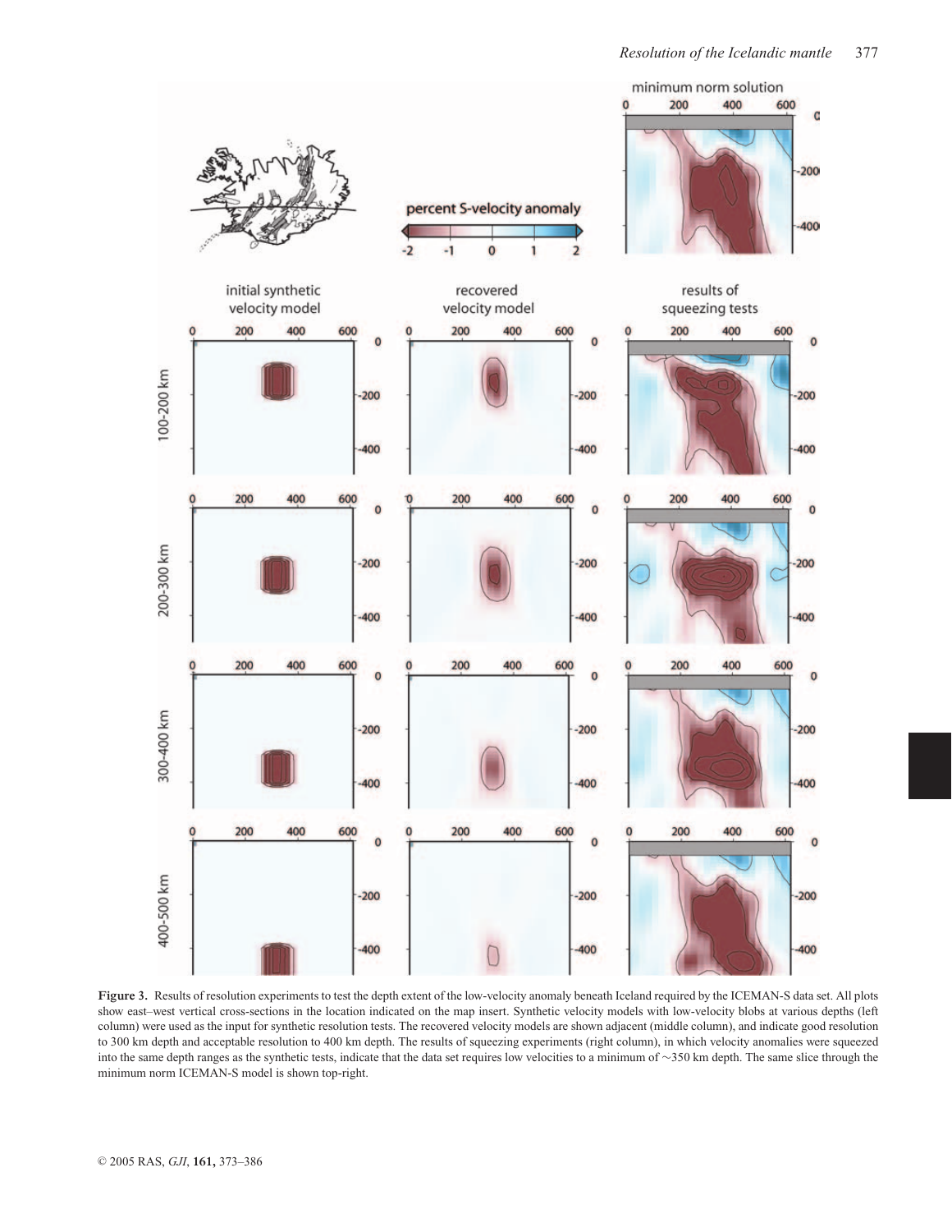**Figure 3.** Results of resolution experiments to test the depth extent of the low-velocity anomaly beneath Iceland required by the ICEMAN-S data set. All plots show east–west vertical cross-sections in the location indicated on the map insert. Synthetic velocity models with low-velocity blobs at various depths (left column) were used as the input for synthetic resolution tests. The recovered velocity models are shown adjacent (middle column), and indicate good resolution to 300 km depth and acceptable resolution to 400 km depth. The results of squeezing experiments (right column), in which velocity anomalies were squeezed into the same depth ranges as the synthetic tests, indicate that the data set requires low velocities to a minimum of ~350 km depth. The same slice through the minimum norm ICEMAN-S model is shown top-right.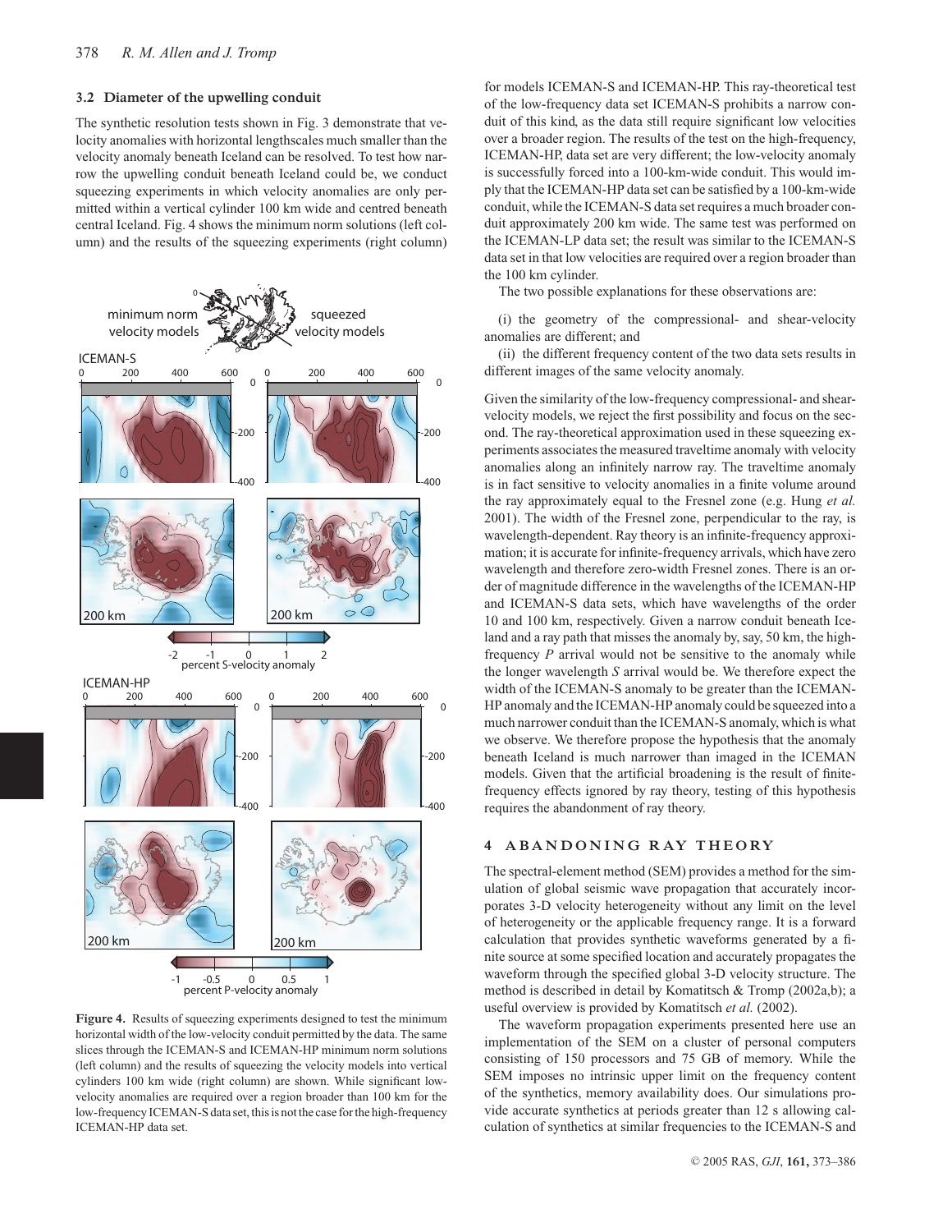### 3.2 Diameter of the upwelling conduit

The synthetic resolution tests shown in Fig. 3 demonstrate that velocity anomalies with horizontal lengthscales much smaller than the velocity anomaly beneath Iceland can be resolved. To test how narrow the upwelling conduit beneath Iceland could be, we conduct squeezing experiments in which velocity anomalies are only permitted within a vertical cylinder 100 km wide and centred beneath central Iceland. Fig. 4 shows the minimum norm solutions (left column) and the results of the squeezing experiments (right column) for models ICEMAN-S and ICEMAN-HP. This ray-theoretical test of the low-frequency data set ICEMAN-S prohibits a narrow conduit of this kind, as the data still require significant low velocities over a broader region. The results of the test on the high-frequency, ICEMAN-HP, data set are very different; the low-velocity anomaly is successfully forced into a 100-km-wide conduit. This would imply that the ICEMAN-HP data set can be satisfied by a 100-km-wide conduit, while the ICEMAN-S data set requires a much broader conduit approximately 200 km wide. The same test was performed on the ICEMAN-LP data set; the result was similar to the ICEMAN-S data set in that low velocities are required over a region broader than the 100 km cylinder.

**Figure 4.** Results of squeezing experiments designed to test the minimum horizontal width of the low-velocity conduit permitted by the data. The same slices through the ICEMAN-S and ICEMAN-HP minimum norm solutions (left column) and the results of squeezing the velocity models into vertical cylinders 100 km wide (right column) are shown. While significant low-velocity anomalies are required over a region broader than 100 km for the low-frequency ICEMAN-S data set, this is not the case for the high-frequency ICEMAN-HP data set.

The two possible explanations for these observations are:

(i) the geometry of the compressional- and shear-velocity anomalies are different; and

(ii) the different frequency content of the two data sets results in different images of the same velocity anomaly.

Given the similarity of the low-frequency compressional- and shear-velocity models, we reject the first possibility and focus on the second. The ray-theoretical approximation used in these squeezing experiments associates the measured traveltime anomaly with velocity anomalies along an infinitely narrow ray. The traveltime anomaly is in fact sensitive to velocity anomalies in a finite volume around the ray approximately equal to the Fresnel zone (e.g. Hung *et al.* 2001). The width of the Fresnel zone, perpendicular to the ray, is wavelength-dependent. Ray theory is an infinite-frequency approximation; it is accurate for infinite-frequency arrivals, which have zero wavelength and therefore zero-width Fresnel zones. There is an order of magnitude difference in the wavelengths of the ICEMAN-HP and ICEMAN-S data sets, which have wavelengths of the order 10 and 100 km, respectively. Given a narrow conduit beneath Iceland and a ray path that misses the anomaly by, say, 50 km, the high-frequency *P* arrival would not be sensitive to the anomaly while the longer wavelength *S* arrival would be. We therefore expect the width of the ICEMAN-S anomaly to be greater than the ICEMAN-HP anomaly and the ICEMAN-HP anomaly could be squeezed into a much narrower conduit than the ICEMAN-S anomaly, which is what we observe. We therefore propose the hypothesis that the anomaly beneath Iceland is much narrower than imaged in the ICEMAN models. Given that the artificial broadening is the result of finite-frequency effects ignored by ray theory, testing of this hypothesis requires the abandonment of ray theory.

## 4 ABANDONING RAY THEORY

The spectral-element method (SEM) provides a method for the simulation of global seismic wave propagation that accurately incorporates 3-D velocity heterogeneity without any limit on the level of heterogeneity or the applicable frequency range. It is a forward calculation that provides synthetic waveforms generated by a finite source at some specified location and accurately propagates the waveform through the specified global 3-D velocity structure. The method is described in detail by Komatitsch & Tromp (2002a,b); a useful overview is provided by Komatitsch *et al.* (2002).

The waveform propagation experiments presented here use an implementation of the SEM on a cluster of personal computers consisting of 150 processors and 75 GB of memory. While the SEM imposes no intrinsic upper limit on the frequency content of the synthetics, memory availability does. Our simulations provide accurate synthetics at periods greater than 12 s allowing calculation of synthetics at similar frequencies to the ICEMAN-S and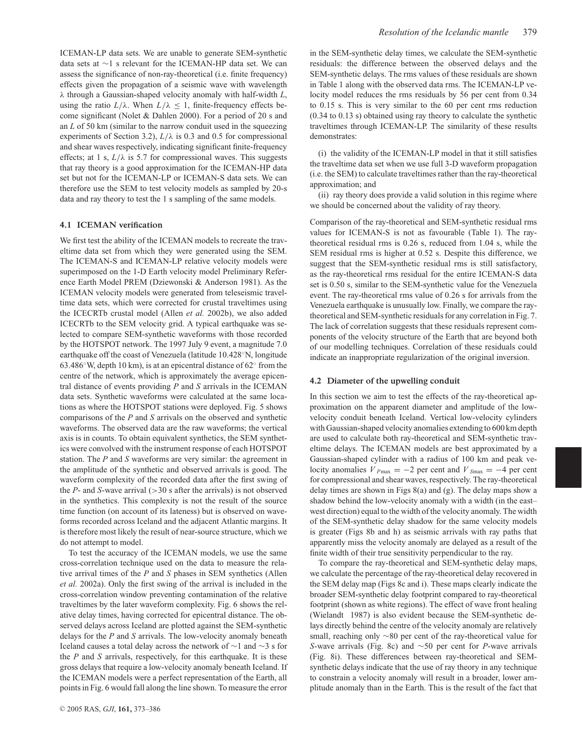ICEMAN-LP data sets. We are unable to generate SEM-synthetic data sets at ∼1 s relevant for the ICEMAN-HP data set. We can assess the significance of non-ray-theoretical (i.e. finite frequency) effects given the propagation of a seismic wave with wavelength $\lambda$ through a Gaussian-shaped velocity anomaly with half-width $L$, using the ratio $L/\lambda$. When $L/\lambda \leq 1$, finite-frequency effects become significant (Nolet & Dahlen 2000). For a period of 20 s and an $L$ of 50 km (similar to the narrow conduit used in the squeezing experiments of Section 3.2), $L/\lambda$ is 0.3 and 0.5 for compressional and shear waves respectively, indicating significant finite-frequency effects; at 1 s, $L/\lambda$ is 5.7 for compressional waves. This suggests that ray theory is a good approximation for the ICEMAN-HP data set but not for the ICEMAN-LP or ICEMAN-S data sets. We can therefore use the SEM to test velocity models as sampled by 20-s data and ray theory to test the 1 s sampling of the same models.

### 4.1 ICEMAN verification

We first test the ability of the ICEMAN models to recreate the traveltime data set from which they were generated using the SEM. The ICEMAN-S and ICEMAN-LP relative velocity models were superimposed on the 1-D Earth velocity model Preliminary Reference Earth Model PREM (Dziewonski & Anderson 1981). As the ICEMAN velocity models were generated from teleseismic traveltime data sets, which were corrected for crustal traveltimes using the ICECRTb crustal model (Allen *et al.* 2002b), we also added ICECRTb to the SEM velocity grid. A typical earthquake was selected to compare SEM-synthetic waveforms with those recorded by the HOTSPOT network. The 1997 July 9 event, a magnitude 7.0 earthquake off the coast of Venezuela (latitude 10.428°N, longitude 63.486°W, depth 10 km), is at an epicentral distance of 62° from the centre of the network, which is approximately the average epicentral distance of events providing *P* and *S* arrivals in the ICEMAN data sets. Synthetic waveforms were calculated at the same locations as where the HOTSPOT stations were deployed. Fig. 5 shows comparisons of the *P* and *S* arrivals on the observed and synthetic waveforms. The observed data are the raw waveforms; the vertical axis is in counts. To obtain equivalent synthetics, the SEM synthetics were convolved with the instrument response of each HOTSPOT station. The *P* and *S* waveforms are very similar: the agreement in the amplitude of the synthetic and observed arrivals is good. The waveform complexity of the recorded data after the first swing of the *P*- and *S*-wave arrival (>30 s after the arrivals) is not observed in the synthetics. This complexity is not the result of the source time function (on account of its lateness) but is observed on waveforms recorded across Iceland and the adjacent Atlantic margins. It is therefore most likely the result of near-source structure, which we do not attempt to model.

To test the accuracy of the ICEMAN models, we use the same cross-correlation technique used on the data to measure the relative arrival times of the *P* and *S* phases in SEM synthetics (Allen *et al.* 2002a). Only the first swing of the arrival is included in the cross-correlation window preventing contamination of the relative traveltimes by the later waveform complexity. Fig. 6 shows the relative delay times, having corrected for epicentral distance. The observed delays across Iceland are plotted against the SEM-synthetic delays for the *P* and *S* arrivals. The low-velocity anomaly beneath Iceland causes a total delay across the network of ∼1 and ∼3 s for the *P* and *S* arrivals, respectively, for this earthquake. It is these gross delays that require a low-velocity anomaly beneath Iceland. If the ICEMAN models were a perfect representation of the Earth, all points in Fig. 6 would fall along the line shown. To measure the error in the SEM-synthetic delay times, we calculate the SEM-synthetic residuals: the difference between the observed delays and the SEM-synthetic delays. The rms values of these residuals are shown in Table 1 along with the observed data rms. The ICEMAN-LP velocity model reduces the rms residuals by 56 per cent from 0.34 to 0.15 s. This is very similar to the 60 per cent rms reduction (0.34 to 0.13 s) obtained using ray theory to calculate the synthetic traveltimes through ICEMAN-LP. The similarity of these results demonstrates:

(i) the validity of the ICEMAN-LP model in that it still satisfies the traveltime data set when we use full 3-D waveform propagation (i.e. the SEM) to calculate traveltimes rather than the ray-theoretical approximation; and

(ii) ray theory does provide a valid solution in this regime where we should be concerned about the validity of ray theory.

Comparison of the ray-theoretical and SEM-synthetic residual rms values for ICEMAN-S is not as favourable (Table 1). The ray-theoretical residual rms is 0.26 s, reduced from 1.04 s, while the SEM residual rms is higher at 0.52 s. Despite this difference, we suggest that the SEM-synthetic residual rms is still satisfactory, as the ray-theoretical rms residual for the entire ICEMAN-S data set is 0.50 s, similar to the SEM-synthetic value for the Venezuela event. The ray-theoretical rms value of 0.26 s for arrivals from the Venezuela earthquake is unusually low. Finally, we compare the ray-theoretical and SEM-synthetic residuals for any correlation in Fig. 7. The lack of correlation suggests that these residuals represent components of the velocity structure of the Earth that are beyond both of our modelling techniques. Correlation of these residuals could indicate an inappropriate regularization of the original inversion.

### 4.2 Diameter of the upwelling conduit

In this section we aim to test the effects of the ray-theoretical approximation on the apparent diameter and amplitude of the low-velocity conduit beneath Iceland. Vertical low-velocity cylinders with Gaussian-shaped velocity anomalies extending to 600 km depth are used to calculate both ray-theoretical and SEM-synthetic traveltime delays. The ICEMAN models are best approximated by a Gaussian-shaped cylinder with a radius of 100 km and peak velocity anomalies $V_{P\max} = -2$ per cent and $V_{S\max} = -4$ per cent for compressional and shear waves, respectively. The ray-theoretical delay times are shown in Figs 8(a) and (g). The delay maps show a shadow behind the low-velocity anomaly with a width (in the east–west direction) equal to the width of the velocity anomaly. The width of the SEM-synthetic delay shadow for the same velocity models is greater (Figs 8b and h) as seismic arrivals with ray paths that apparently miss the velocity anomaly are delayed as a result of the finite width of their true sensitivity perpendicular to the ray.

To compare the ray-theoretical and SEM-synthetic delay maps, we calculate the percentage of the ray-theoretical delay recovered in the SEM delay map (Figs 8c and i). These maps clearly indicate the broader SEM-synthetic delay footprint compared to ray-theoretical footprint (shown as white regions). The effect of wave front healing (Wielandt 1987) is also evident because the SEM-synthetic delays directly behind the centre of the velocity anomaly are relatively small, reaching only ∼80 per cent of the ray-theoretical value for *S*-wave arrivals (Fig. 8c) and ∼50 per cent for *P*-wave arrivals (Fig. 8i). These differences between ray-theoretical and SEM-synthetic delays indicate that the use of ray theory in any technique to constrain a velocity anomaly will result in a broader, lower amplitude anomaly than in the Earth. This is the result of the fact that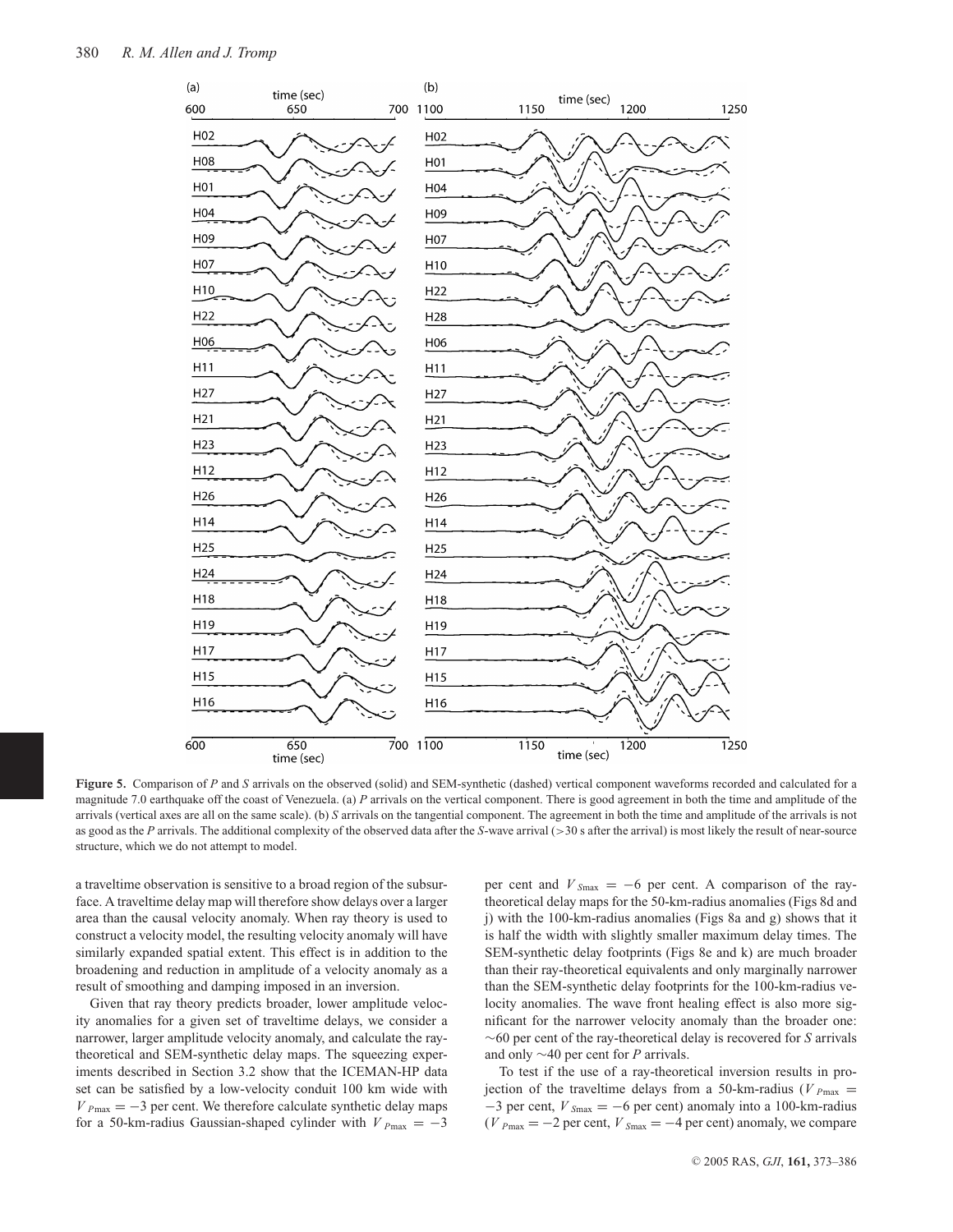**Figure 5.** Comparison of *P* and *S* arrivals on the observed (solid) and SEM-synthetic (dashed) vertical component waveforms recorded and calculated for a magnitude 7.0 earthquake off the coast of Venezuela. (a) *P* arrivals on the vertical component. There is good agreement in both the time and amplitude of the arrivals (vertical axes are all on the same scale). (b) *S* arrivals on the tangential component. The agreement in both the time and amplitude of the arrivals is not as good as the *P* arrivals. The additional complexity of the observed data after the *S*-wave arrival (>30 s after the arrival) is most likely the result of near-source structure, which we do not attempt to model.

a traveltime observation is sensitive to a broad region of the subsurface. A traveltime delay map will therefore show delays over a larger area than the causal velocity anomaly. When ray theory is used to construct a velocity model, the resulting velocity anomaly will have similarly expanded spatial extent. This effect is in addition to the broadening and reduction in amplitude of a velocity anomaly as a result of smoothing and damping imposed in an inversion.

Given that ray theory predicts broader, lower amplitude velocity anomalies for a given set of traveltime delays, we consider a narrower, larger amplitude velocity anomaly, and calculate the ray-theoretical and SEM-synthetic delay maps. The squeezing experiments described in Section 3.2 show that the ICEMAN-HP data set can be satisfied by a low-velocity conduit 100 km wide with $V_{P\max} = -3$ per cent. We therefore calculate synthetic delay maps for a 50-km-radius Gaussian-shaped cylinder with $V_{P\max} = -3$ per cent and $V_{S\max} = -6$ per cent. A comparison of the ray-theoretical delay maps for the 50-km-radius anomalies (Figs 8d and j) with the 100-km-radius anomalies (Figs 8a and g) shows that it is half the width with slightly smaller maximum delay times. The SEM-synthetic delay footprints (Figs 8e and k) are much broader than their ray-theoretical equivalents and only marginally narrower than the SEM-synthetic delay footprints for the 100-km-radius velocity anomalies. The wave front healing effect is also more significant for the narrower velocity anomaly than the broader one: ~60 per cent of the ray-theoretical delay is recovered for *S* arrivals and only ~40 per cent for *P* arrivals.

To test if the use of a ray-theoretical inversion results in projection of the traveltime delays from a 50-km-radius ($V_{P\max} = -3$ per cent, $V_{S\max} = -6$ per cent) anomaly into a 100-km-radius ($V_{P\max} = -2$ per cent, $V_{S\max} = -4$ per cent) anomaly, we compare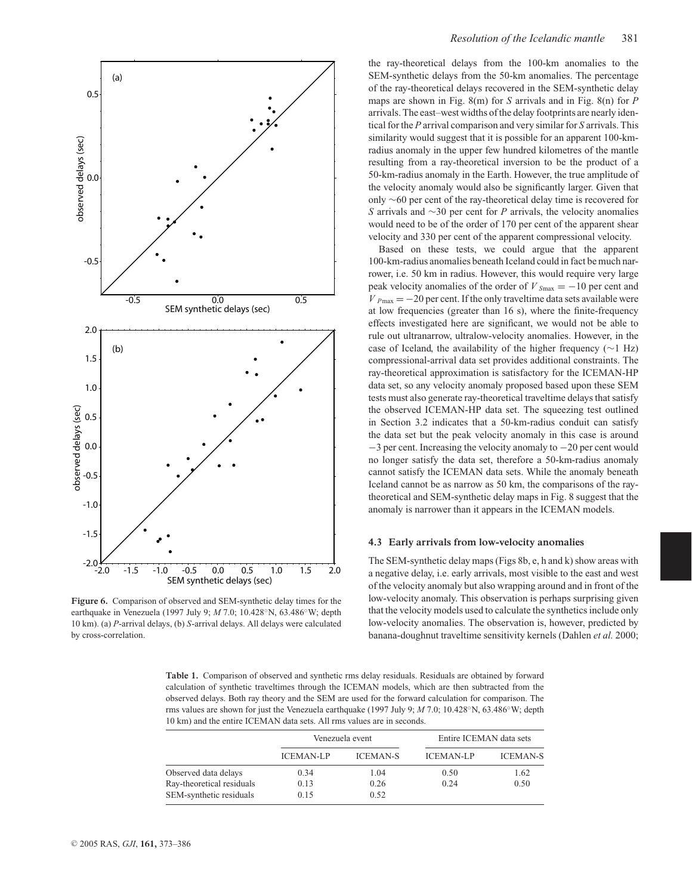**Figure 6.** Comparison of observed and SEM-synthetic delay times for the earthquake in Venezuela (1997 July 9; *M* 7.0; 10.428°N, 63.486°W; depth 10 km). (a) *P*-arrival delays, (b) *S*-arrival delays. All delays were calculated by cross-correlation.

the ray-theoretical delays from the 100-km anomalies to the SEM-synthetic delays from the 50-km anomalies. The percentage of the ray-theoretical delays recovered in the SEM-synthetic delay maps are shown in Fig. 8(m) for *S* arrivals and in Fig. 8(n) for *P* arrivals. The east–west widths of the delay footprints are nearly identical for the *P* arrival comparison and very similar for *S* arrivals. This similarity would suggest that it is possible for an apparent 100-km-radius anomaly in the upper few hundred kilometres of the mantle resulting from a ray-theoretical inversion to be the product of a 50-km-radius anomaly in the Earth. However, the true amplitude of the velocity anomaly would also be significantly larger. Given that only ~60 per cent of the ray-theoretical delay time is recovered for *S* arrivals and ~30 per cent for *P* arrivals, the velocity anomalies would need to be of the order of 170 per cent of the apparent shear velocity and 330 per cent of the apparent compressional velocity.

Based on these tests, we could argue that the apparent 100-km-radius anomalies beneath Iceland could in fact be much narrower, i.e. 50 km in radius. However, this would require very large peak velocity anomalies of the order of $V_{S\max} = -10$ per cent and $V_{P\max} = -20$ per cent. If the only traveltime data sets available were at low frequencies (greater than 16 s), where the finite-frequency effects investigated here are significant, we would not be able to rule out ultranarrow, ultralow-velocity anomalies. However, in the case of Iceland, the availability of the higher frequency (~1 Hz) compressional-arrival data set provides additional constraints. The ray-theoretical approximation is satisfactory for the ICEMAN-HP data set, so any velocity anomaly proposed based upon these SEM tests must also generate ray-theoretical traveltime delays that satisfy the observed ICEMAN-HP data set. The squeezing test outlined in Section 3.2 indicates that a 50-km-radius conduit can satisfy the data set but the peak velocity anomaly in this case is around −3 per cent. Increasing the velocity anomaly to −20 per cent would no longer satisfy the data set, therefore a 50-km-radius anomaly cannot satisfy the ICEMAN data sets. While the anomaly beneath Iceland cannot be as narrow as 50 km, the comparisons of the ray-theoretical and SEM-synthetic delay maps in Fig. 8 suggest that the anomaly is narrower than it appears in the ICEMAN models.

### 4.3 Early arrivals from low-velocity anomalies

The SEM-synthetic delay maps (Figs 8b, e, h and k) show areas with a negative delay, i.e. early arrivals, most visible to the east and west of the velocity anomaly but also wrapping around and in front of the low-velocity anomaly. This observation is perhaps surprising given that the velocity models used to calculate the synthetics include only low-velocity anomalies. The observation is, however, predicted by banana-doughnut traveltime sensitivity kernels (Dahlen *et al.* 2000;

**Table 1.** Comparison of observed and synthetic rms delay residuals. Residuals are obtained by forward calculation of synthetic traveltimes through the ICEMAN models, which are then subtracted from the observed delays. Both ray theory and the SEM are used for the forward calculation for comparison. The rms values are shown for just the Venezuela earthquake (1997 July 9; *M* 7.0; 10.428°N, 63.486°W; depth 10 km) and the entire ICEMAN data sets. All rms values are in seconds.

| | Venezuela event | | Entire ICEMAN data sets | |
|---|---|---|---|---|
| | ICEMAN-LP | ICEMAN-S | ICEMAN-LP | ICEMAN-S |
| Observed data delays | 0.34 | 1.04 | 0.50 | 1.62 |
| Ray-theoretical residuals | 0.13 | 0.26 | 0.24 | 0.50 |
| SEM-synthetic residuals | 0.15 | 0.52 | | |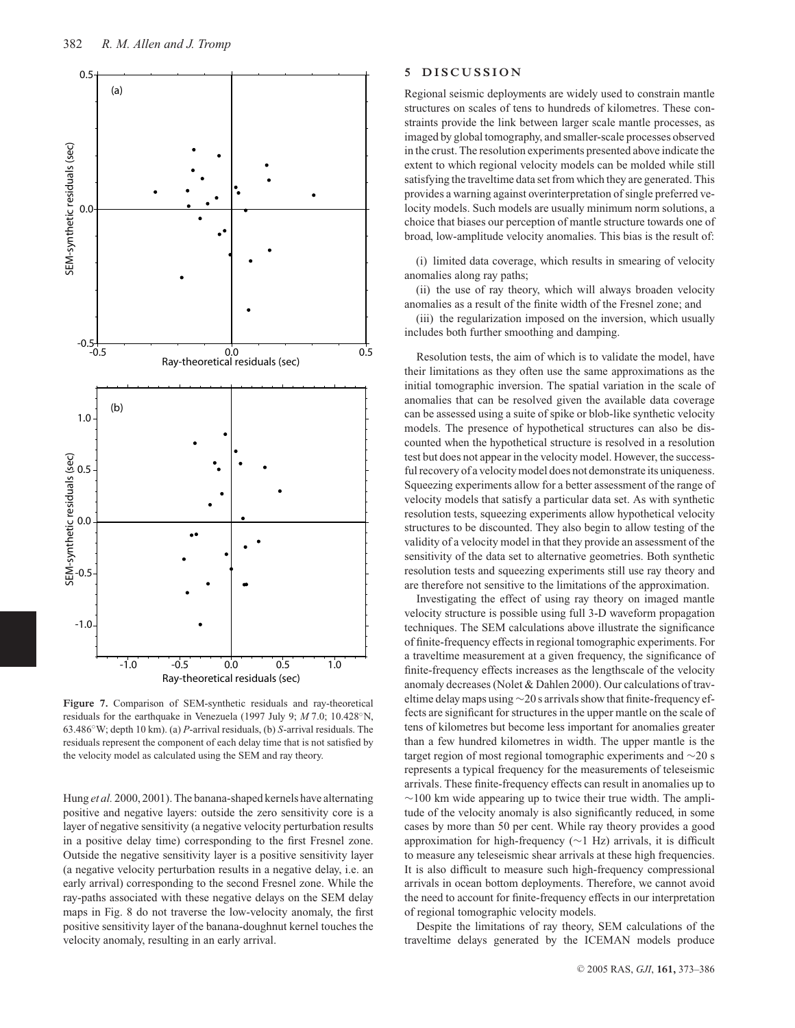(a)

SEM-synthetic residuals (sec)

Ray-theoretical residuals (sec)

0.5

0.0

-0.5

-0.5

0.0

0.5

(b)

SEM-synthetic residuals (sec)

Ray-theoretical residuals (sec)

1.0

0.5

0.0

-0.5

-1.0

-1.0

-0.5

0.0

0.5

1.0

**Figure 7.** Comparison of SEM-synthetic residuals and ray-theoretical residuals for the earthquake in Venezuela (1997 July 9; *M* 7.0; 10.428°N, 63.486°W; depth 10 km). (a) *P*-arrival residuals, (b) *S*-arrival residuals. The residuals represent the component of each delay time that is not satisfied by the velocity model as calculated using the SEM and ray theory.

Hung *et al.* 2000, 2001). The banana-shaped kernels have alternating positive and negative layers: outside the zero sensitivity core is a layer of negative sensitivity (a negative velocity perturbation results in a positive delay time) corresponding to the first Fresnel zone. Outside the negative sensitivity layer is a positive sensitivity layer (a negative velocity perturbation results in a negative delay, i.e. an early arrival) corresponding to the second Fresnel zone. While the ray-paths associated with these negative delays on the SEM delay maps in Fig. 8 do not traverse the low-velocity anomaly, the first positive sensitivity layer of the banana-doughnut kernel touches the velocity anomaly, resulting in an early arrival.

## 5 DISCUSSION

Regional seismic deployments are widely used to constrain mantle structures on scales of tens to hundreds of kilometres. These constraints provide the link between larger scale mantle processes, as imaged by global tomography, and smaller-scale processes observed in the crust. The resolution experiments presented above indicate the extent to which regional velocity models can be molded while still satisfying the traveltime data set from which they are generated. This provides a warning against overinterpretation of single preferred velocity models. Such models are usually minimum norm solutions, a choice that biases our perception of mantle structure towards one of broad, low-amplitude velocity anomalies. This bias is the result of:

(i) limited data coverage, which results in smearing of velocity anomalies along ray paths;

(ii) the use of ray theory, which will always broaden velocity anomalies as a result of the finite width of the Fresnel zone; and

(iii) the regularization imposed on the inversion, which usually includes both further smoothing and damping.

Resolution tests, the aim of which is to validate the model, have their limitations as they often use the same approximations as the initial tomographic inversion. The spatial variation in the scale of anomalies that can be resolved given the available data coverage can be assessed using a suite of spike or blob-like synthetic velocity models. The presence of hypothetical structures can also be discounted when the hypothetical structure is resolved in a resolution test but does not appear in the velocity model. However, the successful recovery of a velocity model does not demonstrate its uniqueness. Squeezing experiments allow for a better assessment of the range of velocity models that satisfy a particular data set. As with synthetic resolution tests, squeezing experiments allow hypothetical velocity structures to be discounted. They also begin to allow testing of the validity of a velocity model in that they provide an assessment of the sensitivity of the data set to alternative geometries. Both synthetic resolution tests and squeezing experiments still use ray theory and are therefore not sensitive to the limitations of the approximation.

Investigating the effect of using ray theory on imaged mantle velocity structure is possible using full 3-D waveform propagation techniques. The SEM calculations above illustrate the significance of finite-frequency effects in regional tomographic experiments. For a traveltime measurement at a given frequency, the significance of finite-frequency effects increases as the lengthscale of the velocity anomaly decreases (Nolet & Dahlen 2000). Our calculations of traveltime delay maps using ~20 s arrivals show that finite-frequency effects are significant for structures in the upper mantle on the scale of tens of kilometres but become less important for anomalies greater than a few hundred kilometres in width. The upper mantle is the target region of most regional tomographic experiments and ~20 s represents a typical frequency for the measurements of teleseismic arrivals. These finite-frequency effects can result in anomalies up to ~100 km wide appearing up to twice their true width. The amplitude of the velocity anomaly is also significantly reduced, in some cases by more than 50 per cent. While ray theory provides a good approximation for high-frequency (~1 Hz) arrivals, it is difficult to measure any teleseismic shear arrivals at these high frequencies. It is also difficult to measure such high-frequency compressional arrivals in ocean bottom deployments. Therefore, we cannot avoid the need to account for finite-frequency effects in our interpretation of regional tomographic velocity models.

Despite the limitations of ray theory, SEM calculations of the traveltime delays generated by the ICEMAN models produce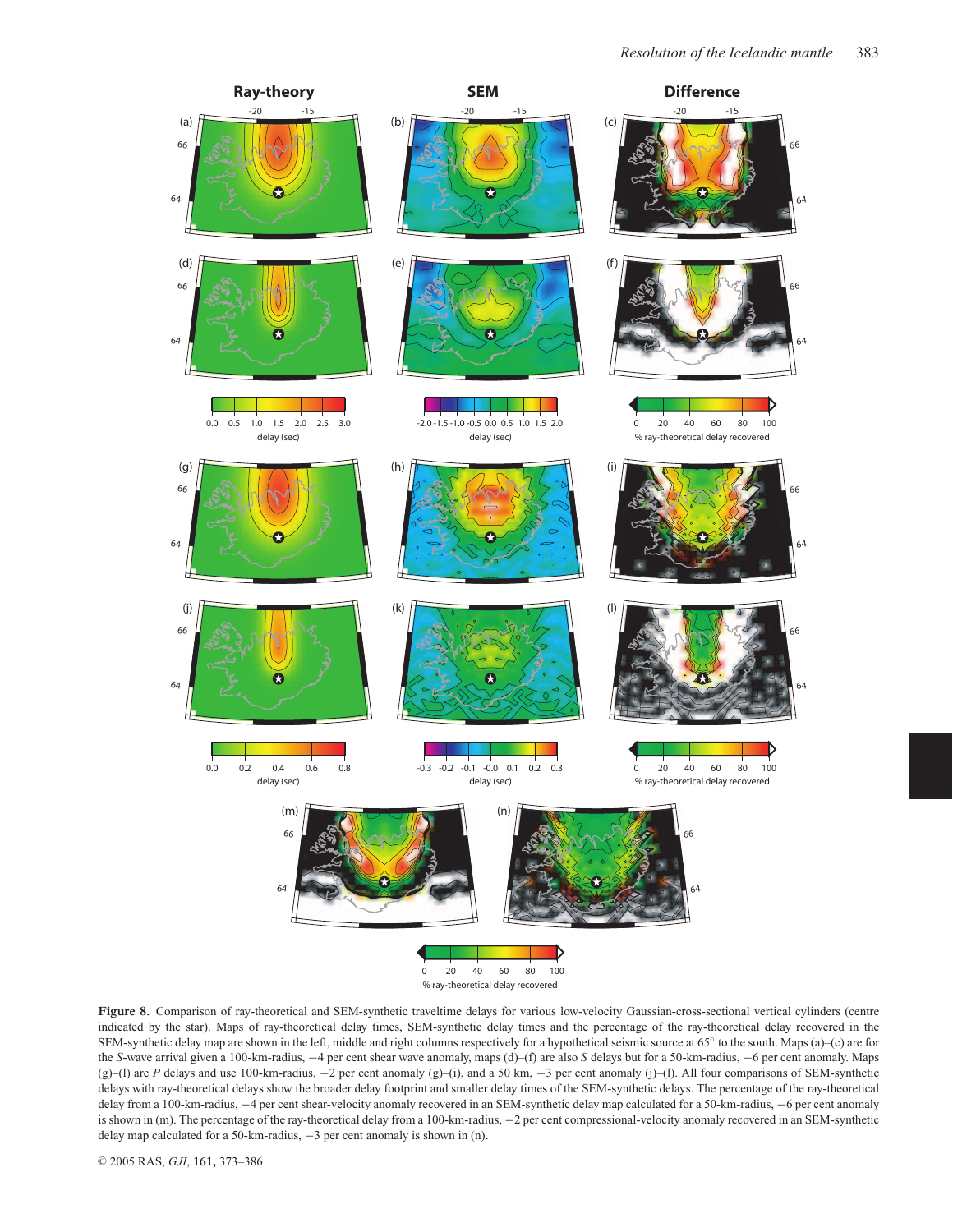**Figure 8.** Comparison of ray-theoretical and SEM-synthetic traveltime delays for various low-velocity Gaussian-cross-sectional vertical cylinders (centre indicated by the star). Maps of ray-theoretical delay times, SEM-synthetic delay times and the percentage of the ray-theoretical delay recovered in the SEM-synthetic delay map are shown in the left, middle and right columns respectively for a hypothetical seismic source at 65° to the south. Maps (a)–(c) are for the *S*-wave arrival given a 100-km-radius, −4 per cent shear wave anomaly, maps (d)–(f) are also *S* delays but for a 50-km-radius, −6 per cent anomaly. Maps (g)–(l) are *P* delays and use 100-km-radius, −2 per cent anomaly (g)–(i), and a 50 km, −3 per cent anomaly (j)–(l). All four comparisons of SEM-synthetic delays with ray-theoretical delays show the broader delay footprint and smaller delay times of the SEM-synthetic delays. The percentage of the ray-theoretical delay from a 100-km-radius, −4 per cent shear-velocity anomaly recovered in an SEM-synthetic delay map calculated for a 50-km-radius, −6 per cent anomaly is shown in (m). The percentage of the ray-theoretical delay from a 100-km-radius, −2 per cent compressional-velocity anomaly recovered in an SEM-synthetic delay map calculated for a 50-km-radius, −3 per cent anomaly is shown in (n).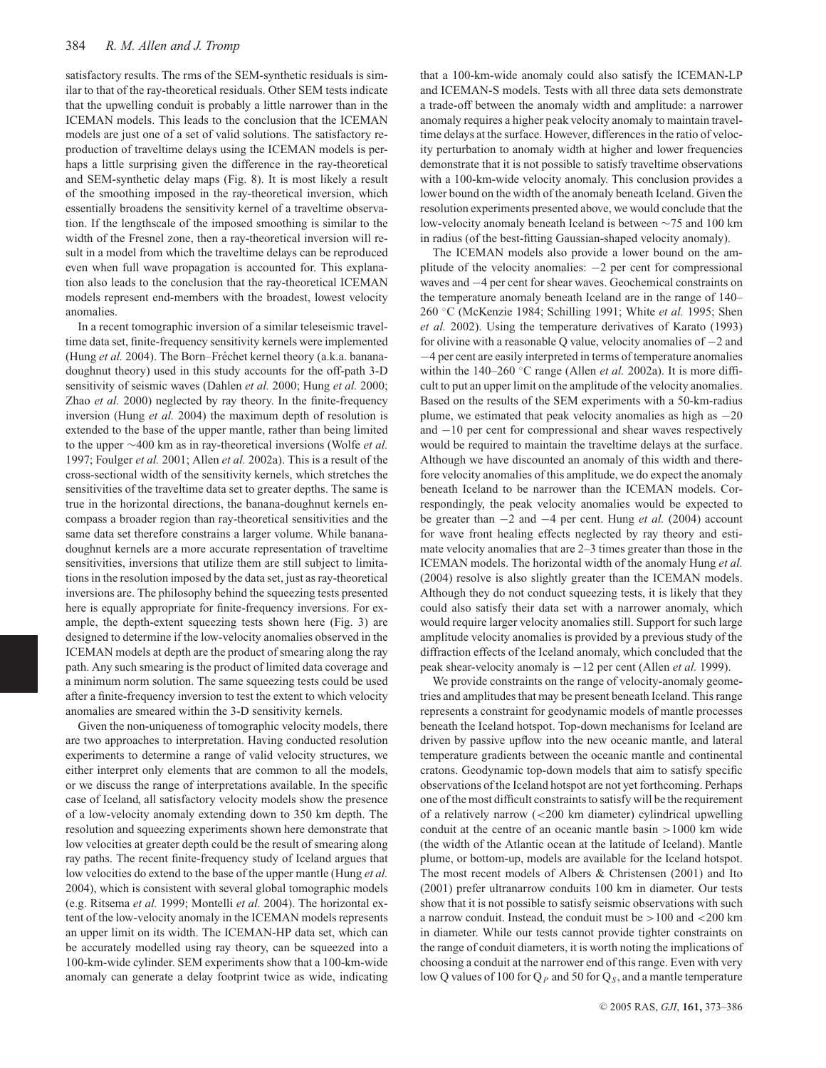satisfactory results. The rms of the SEM-synthetic residuals is similar to that of the ray-theoretical residuals. Other SEM tests indicate that the upwelling conduit is probably a little narrower than in the ICEMAN models. This leads to the conclusion that the ICEMAN models are just one of a set of valid solutions. The satisfactory reproduction of traveltime delays using the ICEMAN models is perhaps a little surprising given the difference in the ray-theoretical and SEM-synthetic delay maps (Fig. 8). It is most likely a result of the smoothing imposed in the ray-theoretical inversion, which essentially broadens the sensitivity kernel of a traveltime observation. If the lengthscale of the imposed smoothing is similar to the width of the Fresnel zone, then a ray-theoretical inversion will result in a model from which the traveltime delays can be reproduced even when full wave propagation is accounted for. This explanation also leads to the conclusion that the ray-theoretical ICEMAN models represent end-members with the broadest, lowest velocity anomalies.

In a recent tomographic inversion of a similar teleseismic traveltime data set, finite-frequency sensitivity kernels were implemented (Hung *et al.* 2004). The Born–Fréchet kernel theory (a.k.a. banana-doughnut theory) used in this study accounts for the off-path 3-D sensitivity of seismic waves (Dahlen *et al.* 2000; Hung *et al.* 2000; Zhao *et al.* 2000) neglected by ray theory. In the finite-frequency inversion (Hung *et al.* 2004) the maximum depth of resolution is extended to the base of the upper mantle, rather than being limited to the upper ∼400 km as in ray-theoretical inversions (Wolfe *et al.* 1997; Foulger *et al.* 2001; Allen *et al.* 2002a). This is a result of the cross-sectional width of the sensitivity kernels, which stretches the sensitivities of the traveltime data set to greater depths. The same is true in the horizontal directions, the banana-doughnut kernels encompass a broader region than ray-theoretical sensitivities and the same data set therefore constrains a larger volume. While banana-doughnut kernels are a more accurate representation of traveltime sensitivities, inversions that utilize them are still subject to limitations in the resolution imposed by the data set, just as ray-theoretical inversions are. The philosophy behind the squeezing tests presented here is equally appropriate for finite-frequency inversions. For example, the depth-extent squeezing tests shown here (Fig. 3) are designed to determine if the low-velocity anomalies observed in the ICEMAN models at depth are the product of smearing along the ray path. Any such smearing is the product of limited data coverage and a minimum norm solution. The same squeezing tests could be used after a finite-frequency inversion to test the extent to which velocity anomalies are smeared within the 3-D sensitivity kernels.

Given the non-uniqueness of tomographic velocity models, there are two approaches to interpretation. Having conducted resolution experiments to determine a range of valid velocity structures, we either interpret only elements that are common to all the models, or we discuss the range of interpretations available. In the specific case of Iceland, all satisfactory velocity models show the presence of a low-velocity anomaly extending down to 350 km depth. The resolution and squeezing experiments shown here demonstrate that low velocities at greater depth could be the result of smearing along ray paths. The recent finite-frequency study of Iceland argues that low velocities do extend to the base of the upper mantle (Hung *et al.* 2004), which is consistent with several global tomographic models (e.g. Ritsema *et al.* 1999; Montelli *et al.* 2004). The horizontal extent of the low-velocity anomaly in the ICEMAN models represents an upper limit on its width. The ICEMAN-HP data set, which can be accurately modelled using ray theory, can be squeezed into a 100-km-wide cylinder. SEM experiments show that a 100-km-wide anomaly can generate a delay footprint twice as wide, indicating that a 100-km-wide anomaly could also satisfy the ICEMAN-LP and ICEMAN-S models. Tests with all three data sets demonstrate a trade-off between the anomaly width and amplitude: a narrower anomaly requires a higher peak velocity anomaly to maintain traveltime delays at the surface. However, differences in the ratio of velocity perturbation to anomaly width at higher and lower frequencies demonstrate that it is not possible to satisfy traveltime observations with a 100-km-wide velocity anomaly. This conclusion provides a lower bound on the width of the anomaly beneath Iceland. Given the resolution experiments presented above, we would conclude that the low-velocity anomaly beneath Iceland is between ∼75 and 100 km in radius (of the best-fitting Gaussian-shaped velocity anomaly).

The ICEMAN models also provide a lower bound on the amplitude of the velocity anomalies: −2 per cent for compressional waves and −4 per cent for shear waves. Geochemical constraints on the temperature anomaly beneath Iceland are in the range of 140–260 °C (McKenzie 1984; Schilling 1991; White *et al.* 1995; Shen *et al.* 2002). Using the temperature derivatives of Karato (1993) for olivine with a reasonable Q value, velocity anomalies of −2 and −4 per cent are easily interpreted in terms of temperature anomalies within the 140–260 °C range (Allen *et al.* 2002a). It is more difficult to put an upper limit on the amplitude of the velocity anomalies. Based on the results of the SEM experiments with a 50-km-radius plume, we estimated that peak velocity anomalies as high as −20 and −10 per cent for compressional and shear waves respectively would be required to maintain the traveltime delays at the surface. Although we have discounted an anomaly of this width and therefore velocity anomalies of this amplitude, we do expect the anomaly beneath Iceland to be narrower than the ICEMAN models. Correspondingly, the peak velocity anomalies would be expected to be greater than −2 and −4 per cent. Hung *et al.* (2004) account for wave front healing effects neglected by ray theory and estimate velocity anomalies that are 2–3 times greater than those in the ICEMAN models. The horizontal width of the anomaly Hung *et al.* (2004) resolve is also slightly greater than the ICEMAN models. Although they do not conduct squeezing tests, it is likely that they could also satisfy their data set with a narrower anomaly, which would require larger velocity anomalies still. Support for such large amplitude velocity anomalies is provided by a previous study of the diffraction effects of the Iceland anomaly, which concluded that the peak shear-velocity anomaly is −12 per cent (Allen *et al.* 1999).

We provide constraints on the range of velocity-anomaly geometries and amplitudes that may be present beneath Iceland. This range represents a constraint for geodynamic models of mantle processes beneath the Iceland hotspot. Top-down mechanisms for Iceland are driven by passive upflow into the new oceanic mantle, and lateral temperature gradients between the oceanic mantle and continental cratons. Geodynamic top-down models that aim to satisfy specific observations of the Iceland hotspot are not yet forthcoming. Perhaps one of the most difficult constraints to satisfy will be the requirement of a relatively narrow (<200 km diameter) cylindrical upwelling conduit at the centre of an oceanic mantle basin >1000 km wide (the width of the Atlantic ocean at the latitude of Iceland). Mantle plume, or bottom-up, models are available for the Iceland hotspot. The most recent models of Albers & Christensen (2001) and Ito (2001) prefer ultranarrow conduits 100 km in diameter. Our tests show that it is not possible to satisfy seismic observations with such a narrow conduit. Instead, the conduit must be >100 and <200 km in diameter. While our tests cannot provide tighter constraints on the range of conduit diameters, it is worth noting the implications of choosing a conduit at the narrower end of this range. Even with very low Q values of 100 for $Q_P$ and 50 for $Q_S$, and a mantle temperature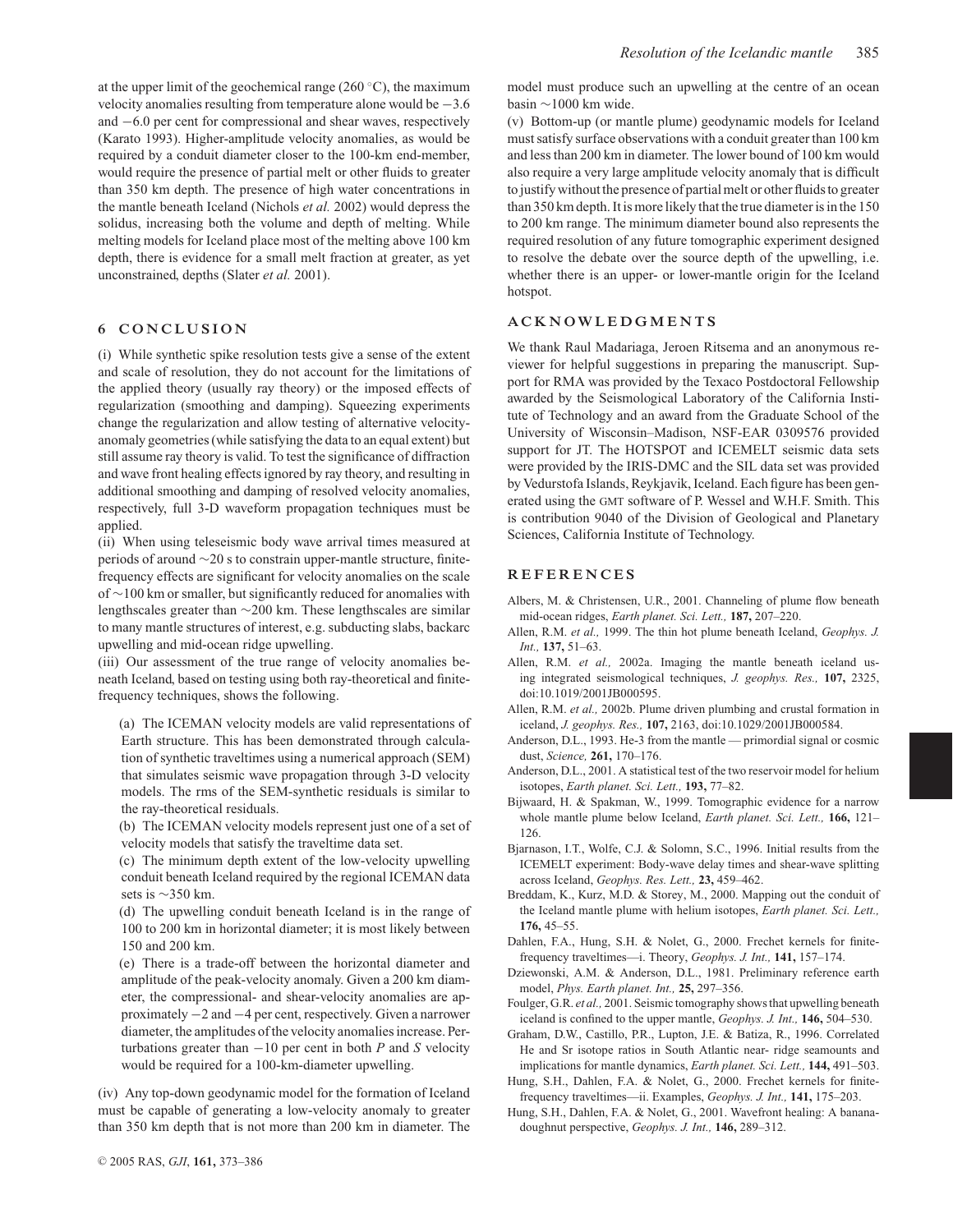at the upper limit of the geochemical range (260 °C), the maximum velocity anomalies resulting from temperature alone would be −3.6 and −6.0 per cent for compressional and shear waves, respectively (Karato 1993). Higher-amplitude velocity anomalies, as would be required by a conduit diameter closer to the 100-km end-member, would require the presence of partial melt or other fluids to greater than 350 km depth. The presence of high water concentrations in the mantle beneath Iceland (Nichols *et al.* 2002) would depress the solidus, increasing both the volume and depth of melting. While melting models for Iceland place most of the melting above 100 km depth, there is evidence for a small melt fraction at greater, as yet unconstrained, depths (Slater *et al.* 2001).

## 6 CONCLUSION

(i) While synthetic spike resolution tests give a sense of the extent and scale of resolution, they do not account for the limitations of the applied theory (usually ray theory) or the imposed effects of regularization (smoothing and damping). Squeezing experiments change the regularization and allow testing of alternative velocity-anomaly geometries (while satisfying the data to an equal extent) but still assume ray theory is valid. To test the significance of diffraction and wave front healing effects ignored by ray theory, and resulting in additional smoothing and damping of resolved velocity anomalies, respectively, full 3-D waveform propagation techniques must be applied.

(ii) When using teleseismic body wave arrival times measured at periods of around ∼20 s to constrain upper-mantle structure, finite-frequency effects are significant for velocity anomalies on the scale of ∼100 km or smaller, but significantly reduced for anomalies with lengthscales greater than ∼200 km. These lengthscales are similar to many mantle structures of interest, e.g. subducting slabs, backarc upwelling and mid-ocean ridge upwelling.

(iii) Our assessment of the true range of velocity anomalies beneath Iceland, based on testing using both ray-theoretical and finite-frequency techniques, shows the following.

(a) The ICEMAN velocity models are valid representations of Earth structure. This has been demonstrated through calculation of synthetic traveltimes using a numerical approach (SEM) that simulates seismic wave propagation through 3-D velocity models. The rms of the SEM-synthetic residuals is similar to the ray-theoretical residuals.

(b) The ICEMAN velocity models represent just one of a set of velocity models that satisfy the traveltime data set.

(c) The minimum depth extent of the low-velocity upwelling conduit beneath Iceland required by the regional ICEMAN data sets is ∼350 km.

(d) The upwelling conduit beneath Iceland is in the range of 100 to 200 km in horizontal diameter; it is most likely between 150 and 200 km.

(e) There is a trade-off between the horizontal diameter and amplitude of the peak-velocity anomaly. Given a 200 km diameter, the compressional- and shear-velocity anomalies are approximately −2 and −4 per cent, respectively. Given a narrower diameter, the amplitudes of the velocity anomalies increase. Perturbations greater than −10 per cent in both *P* and *S* velocity would be required for a 100-km-diameter upwelling.

(iv) Any top-down geodynamic model for the formation of Iceland must be capable of generating a low-velocity anomaly to greater than 350 km depth that is not more than 200 km in diameter. The model must produce such an upwelling at the centre of an ocean basin ∼1000 km wide.

(v) Bottom-up (or mantle plume) geodynamic models for Iceland must satisfy surface observations with a conduit greater than 100 km and less than 200 km in diameter. The lower bound of 100 km would also require a very large amplitude velocity anomaly that is difficult to justify without the presence of partial melt or other fluids to greater than 350 km depth. It is more likely that the true diameter is in the 150 to 200 km range. The minimum diameter bound also represents the required resolution of any future tomographic experiment designed to resolve the debate over the source depth of the upwelling, i.e. whether there is an upper- or lower-mantle origin for the Iceland hotspot.

## ACKNOWLEDGMENTS

We thank Raul Madariaga, Jeroen Ritsema and an anonymous reviewer for helpful suggestions in preparing the manuscript. Support for RMA was provided by the Texaco Postdoctoral Fellowship awarded by the Seismological Laboratory of the California Institute of Technology and an award from the Graduate School of the University of Wisconsin–Madison, NSF-EAR 0309576 provided support for JT. The HOTSPOT and ICEMELT seismic data sets were provided by the IRIS-DMC and the SIL data set was provided by Vedurstofa Islands, Reykjavik, Iceland. Each figure has been generated using the GMT software of P. Wessel and W.H.F. Smith. This is contribution 9040 of the Division of Geological and Planetary Sciences, California Institute of Technology.

## REFERENCES

Albers, M. & Christensen, U.R., 2001. Channeling of plume flow beneath mid-ocean ridges, *Earth planet. Sci. Lett.,* **187,** 207–220.

Allen, R.M. *et al.,* 1999. The thin hot plume beneath Iceland, *Geophys. J. Int.,* **137,** 51–63.

Allen, R.M. *et al.,* 2002a. Imaging the mantle beneath iceland using integrated seismological techniques, *J. geophys. Res.,* **107,** 2325, doi:10.1019/2001JB000595.

Allen, R.M. *et al.,* 2002b. Plume driven plumbing and crustal formation in iceland, *J. geophys. Res.,* **107,** 2163, doi:10.1029/2001JB000584.

Anderson, D.L., 1993. He-3 from the mantle — primordial signal or cosmic dust, *Science,* **261,** 170–176.

Anderson, D.L., 2001. A statistical test of the two reservoir model for helium isotopes, *Earth planet. Sci. Lett.,* **193,** 77–82.

Bijwaard, H. & Spakman, W., 1999. Tomographic evidence for a narrow whole mantle plume below Iceland, *Earth planet. Sci. Lett.,* **166,** 121–126.

Bjarnason, I.T., Wolfe, C.J. & Solomn, S.C., 1996. Initial results from the ICEMELT experiment: Body-wave delay times and shear-wave splitting across Iceland, *Geophys. Res. Lett.,* **23,** 459–462.

Breddam, K., Kurz, M.D. & Storey, M., 2000. Mapping out the conduit of the Iceland mantle plume with helium isotopes, *Earth planet. Sci. Lett.,* **176,** 45–55.

Dahlen, F.A., Hung, S.H. & Nolet, G., 2000. Frechet kernels for finite-frequency traveltimes—i. Theory, *Geophys. J. Int.,* **141,** 157–174.

Dziewonski, A.M. & Anderson, D.L., 1981. Preliminary reference earth model, *Phys. Earth planet. Int.,* **25,** 297–356.

Foulger, G.R. *et al.,* 2001. Seismic tomography shows that upwelling beneath iceland is confined to the upper mantle, *Geophys. J. Int.,* **146,** 504–530.

Graham, D.W., Castillo, P.R., Lupton, J.E. & Batiza, R., 1996. Correlated He and Sr isotope ratios in South Atlantic near- ridge seamounts and implications for mantle dynamics, *Earth planet. Sci. Lett.,* **144,** 491–503.

Hung, S.H., Dahlen, F.A. & Nolet, G., 2000. Frechet kernels for finite-frequency traveltimes—ii. Examples, *Geophys. J. Int.,* **141,** 175–203.

Hung, S.H., Dahlen, F.A. & Nolet, G., 2001. Wavefront healing: A banana-doughnut perspective, *Geophys. J. Int.,* **146,** 289–312.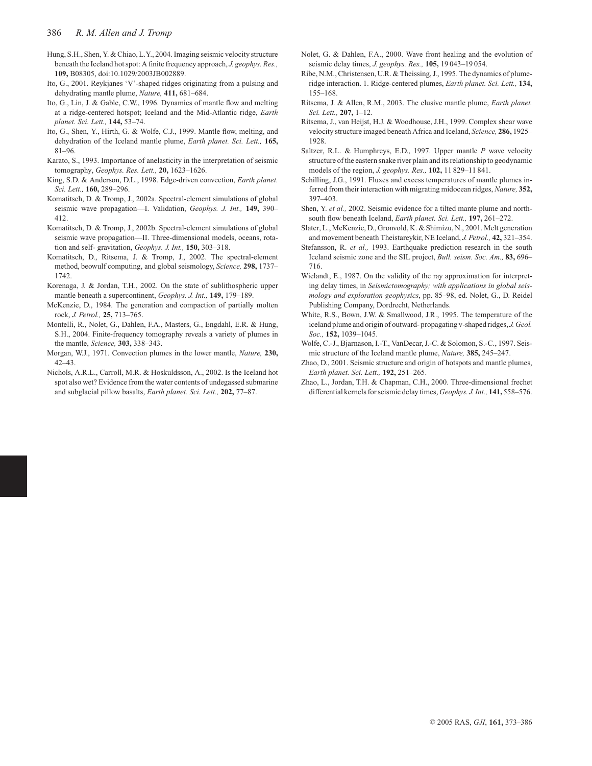Hung, S.H., Shen, Y. & Chiao, L.Y., 2004. Imaging seismic velocity structure beneath the Iceland hot spot: A finite frequency approach, *J. geophys. Res.,* **109,** B08305, doi:10.1029/2003JB002889.

Ito, G., 2001. Reykjanes 'V'-shaped ridges originating from a pulsing and dehydrating mantle plume, *Nature,* **411,** 681–684.

Ito, G., Lin, J. & Gable, C.W., 1996. Dynamics of mantle flow and melting at a ridge-centered hotspot; Iceland and the Mid-Atlantic ridge, *Earth planet. Sci. Lett.,* **144,** 53–74.

Ito, G., Shen, Y., Hirth, G. & Wolfe, C.J., 1999. Mantle flow, melting, and dehydration of the Iceland mantle plume, *Earth planet. Sci. Lett.,* **165,** 81–96.

Karato, S., 1993. Importance of anelasticity in the interpretation of seismic tomography, *Geophys. Res. Lett.,* **20,** 1623–1626.

King, S.D. & Anderson, D.L., 1998. Edge-driven convection, *Earth planet. Sci. Lett.,* **160,** 289–296.

Komatitsch, D. & Tromp, J., 2002a. Spectral-element simulations of global seismic wave propagation—I. Validation, *Geophys. J. Int.,* **149,** 390–412.

Komatitsch, D. & Tromp, J., 2002b. Spectral-element simulations of global seismic wave propagation—II. Three-dimensional models, oceans, rotation and self- gravitation, *Geophys. J. Int.,* **150,** 303–318.

Komatitsch, D., Ritsema, J. & Tromp, J., 2002. The spectral-element method, beowulf computing, and global seismology, *Science,* **298,** 1737–1742.

Korenaga, J. & Jordan, T.H., 2002. On the state of sublithospheric upper mantle beneath a supercontinent, *Geophys. J. Int.,* **149,** 179–189.

McKenzie, D., 1984. The generation and compaction of partially molten rock, *J. Petrol.,* **25,** 713–765.

Montelli, R., Nolet, G., Dahlen, F.A., Masters, G., Engdahl, E.R. & Hung, S.H., 2004. Finite-frequency tomography reveals a variety of plumes in the mantle, *Science,* **303,** 338–343.

Morgan, W.J., 1971. Convection plumes in the lower mantle, *Nature,* **230,** 42–43.

Nichols, A.R.L., Carroll, M.R. & Hoskuldsson, A., 2002. Is the Iceland hot spot also wet? Evidence from the water contents of undegassed submarine and subglacial pillow basalts, *Earth planet. Sci. Lett.,* **202,** 77–87.

Nolet, G. & Dahlen, F.A., 2000. Wave front healing and the evolution of seismic delay times, *J. geophys. Res.,* **105,** 19 043–19 054.

Ribe, N.M., Christensen, U.R. & Theissing, J., 1995. The dynamics of plume-ridge interaction. 1. Ridge-centered plumes, *Earth planet. Sci. Lett.,* **134,** 155–168.

Ritsema, J. & Allen, R.M., 2003. The elusive mantle plume, *Earth planet. Sci. Lett.,* **207,** 1–12.

Ritsema, J., van Heijst, H.J. & Woodhouse, J.H., 1999. Complex shear wave velocity structure imaged beneath Africa and Iceland, *Science,* **286,** 1925–1928.

Saltzer, R.L. & Humphreys, E.D., 1997. Upper mantle *P* wave velocity structure of the eastern snake river plain and its relationship to geodynamic models of the region, *J. geophys. Res.,* **102,** 11 829–11 841.

Schilling, J.G., 1991. Fluxes and excess temperatures of mantle plumes inferred from their interaction with migrating midocean ridges, *Nature,* **352,** 397–403.

Shen, Y. *et al.,* 2002. Seismic evidence for a tilted mante plume and north-south flow beneath Iceland, *Earth planet. Sci. Lett.,* **197,** 261–272.

Slater, L., McKenzie, D., Gronvold, K. & Shimizu, N., 2001. Melt generation and movement beneath Theistareykir, NE Iceland, *J. Petrol.,* **42,** 321–354.

Stefansson, R. *et al.,* 1993. Earthquake prediction research in the south Iceland seismic zone and the SIL project, *Bull. seism. Soc. Am.,* **83,** 696–716.

Wielandt, E., 1987. On the validity of the ray approximation for interpreting delay times, in *Seismictomography; with applications in global seismology and exploration geophysics*, pp. 85–98, ed. Nolet, G., D. Reidel Publishing Company, Dordrecht, Netherlands.

White, R.S., Bown, J.W. & Smallwood, J.R., 1995. The temperature of the iceland plume and origin of outward- propagating v-shaped ridges, *J. Geol. Soc.,* **152,** 1039–1045.

Wolfe, C.-J., Bjarnason, I.-T., VanDecar, J.-C. & Solomon, S.-C., 1997. Seismic structure of the Iceland mantle plume, *Nature,* **385,** 245–247.

Zhao, D., 2001. Seismic structure and origin of hotspots and mantle plumes, *Earth planet. Sci. Lett.,* **192,** 251–265.

Zhao, L., Jordan, T.H. & Chapman, C.H., 2000. Three-dimensional frechet differential kernels for seismic delay times, *Geophys. J. Int.,* **141,** 558–576.